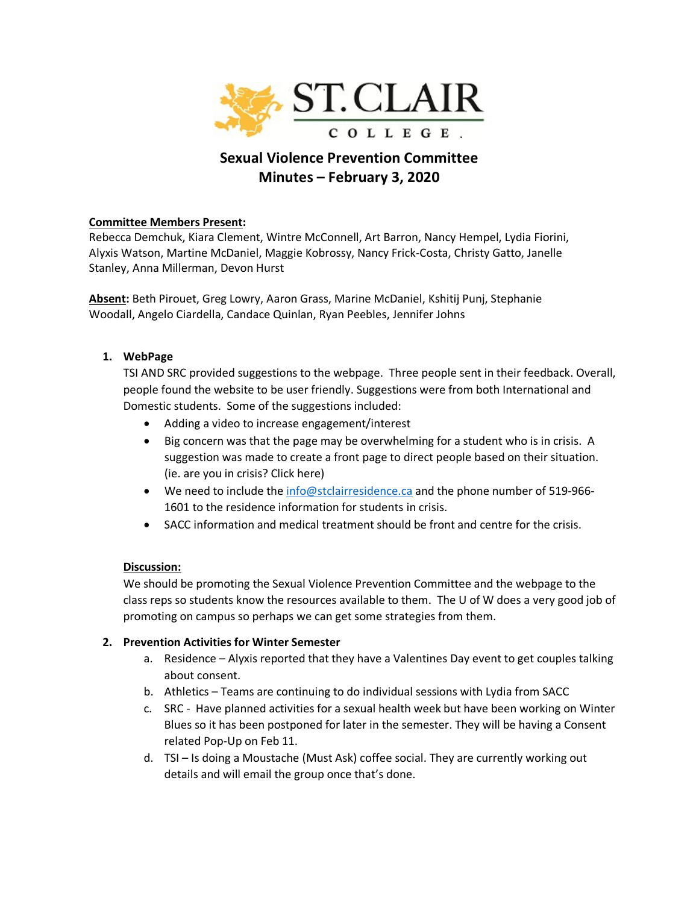# ST. CLAIR COLLEGE

## Sexual Violence Prevention Committee
## Minutes – February 3, 2020

**Committee Members Present:**
Rebecca Demchuk, Kiara Clement, Wintre McConnell, Art Barron, Nancy Hempel, Lydia Fiorini, Alyxis Watson, Martine McDaniel, Maggie Kobrossy, Nancy Frick-Costa, Christy Gatto, Janelle Stanley, Anna Millerman, Devon Hurst

**Absent:** Beth Pirouet, Greg Lowry, Aaron Grass, Marine McDaniel, Kshitij Punj, Stephanie Woodall, Angelo Ciardella, Candace Quinlan, Ryan Peebles, Jennifer Johns

1. **WebPage**
   TSI AND SRC provided suggestions to the webpage. Three people sent in their feedback. Overall, people found the website to be user friendly. Suggestions were from both International and Domestic students. Some of the suggestions included:
   - Adding a video to increase engagement/interest
   - Big concern was that the page may be overwhelming for a student who is in crisis. A suggestion was made to create a front page to direct people based on their situation. (ie. are you in crisis? Click here)
   - We need to include the info@stclairresidence.ca and the phone number of 519-966-1601 to the residence information for students in crisis.
   - SACC information and medical treatment should be front and centre for the crisis.

   **Discussion:**
   We should be promoting the Sexual Violence Prevention Committee and the webpage to the class reps so students know the resources available to them. The U of W does a very good job of promoting on campus so perhaps we can get some strategies from them.

2. **Prevention Activities for Winter Semester**
   a. Residence – Alyxis reported that they have a Valentines Day event to get couples talking about consent.
   b. Athletics – Teams are continuing to do individual sessions with Lydia from SACC
   c. SRC - Have planned activities for a sexual health week but have been working on Winter Blues so it has been postponed for later in the semester. They will be having a Consent related Pop-Up on Feb 11.
   d. TSI – Is doing a Moustache (Must Ask) coffee social. They are currently working out details and will email the group once that's done.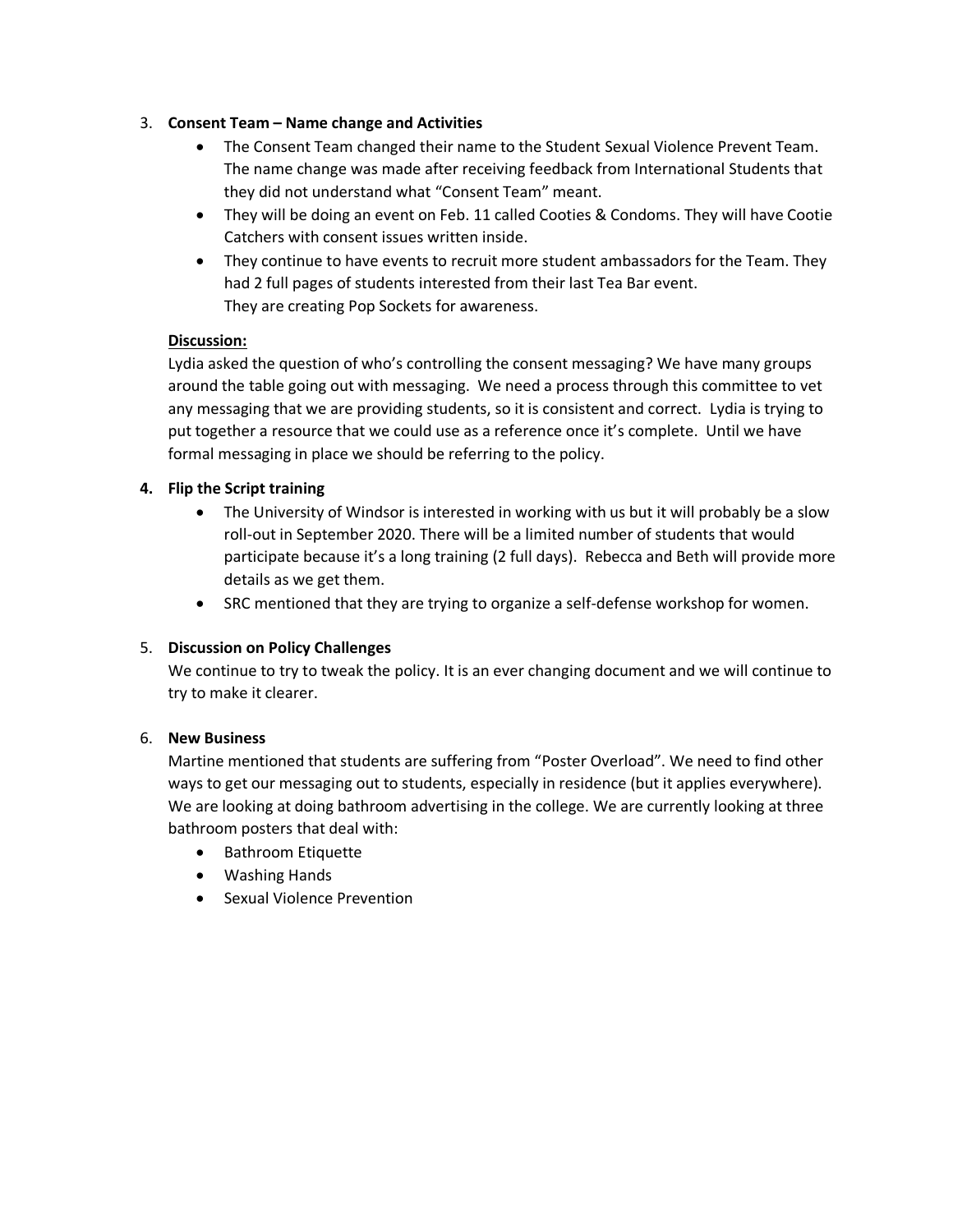3. **Consent Team – Name change and Activities**
    - The Consent Team changed their name to the Student Sexual Violence Prevent Team. The name change was made after receiving feedback from International Students that they did not understand what "Consent Team" meant.
    - They will be doing an event on Feb. 11 called Cooties & Condoms. They will have Cootie Catchers with consent issues written inside.
    - They continue to have events to recruit more student ambassadors for the Team. They had 2 full pages of students interested from their last Tea Bar event.
      They are creating Pop Sockets for awareness.

   **<u>Discussion:</u>**
   Lydia asked the question of who's controlling the consent messaging? We have many groups around the table going out with messaging. We need a process through this committee to vet any messaging that we are providing students, so it is consistent and correct. Lydia is trying to put together a resource that we could use as a reference once it's complete. Until we have formal messaging in place we should be referring to the policy.

4. **Flip the Script training**
    - The University of Windsor is interested in working with us but it will probably be a slow roll-out in September 2020. There will be a limited number of students that would participate because it's a long training (2 full days). Rebecca and Beth will provide more details as we get them.
    - SRC mentioned that they are trying to organize a self-defense workshop for women.

5. **Discussion on Policy Challenges**
   We continue to try to tweak the policy. It is an ever changing document and we will continue to try to make it clearer.

6. **New Business**
   Martine mentioned that students are suffering from "Poster Overload". We need to find other ways to get our messaging out to students, especially in residence (but it applies everywhere). We are looking at doing bathroom advertising in the college. We are currently looking at three bathroom posters that deal with:
    - Bathroom Etiquette
    - Washing Hands
    - Sexual Violence Prevention